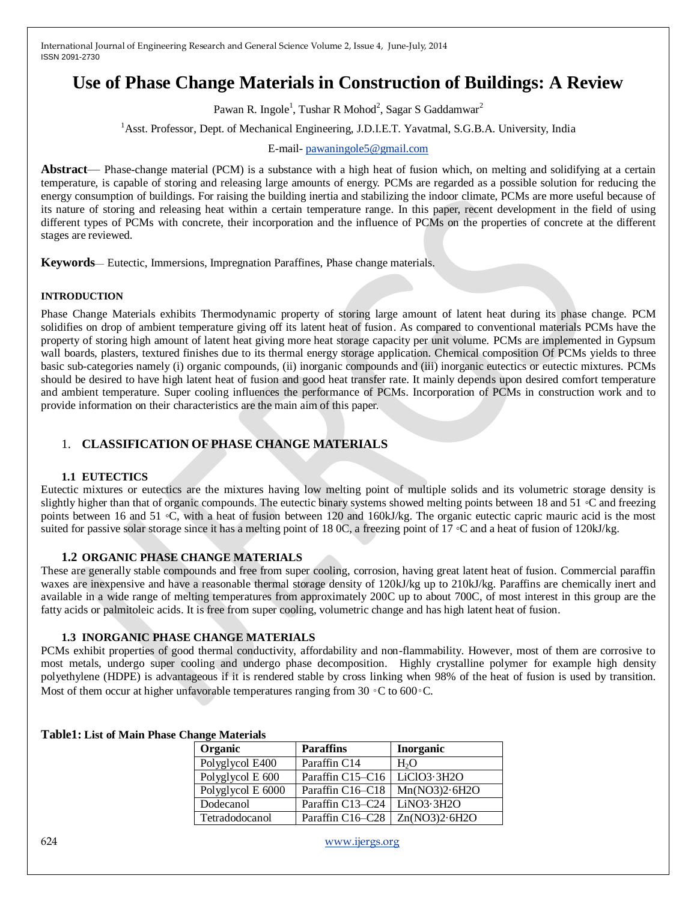# Use of Phase Change Materials in Construction of Buildings: A Review

Pawan R. Ingole[1], Tushar R Mohod[2], Sagar S Gaddamwar[2]

[1]Asst. Professor, Dept. of Mechanical Engineering, J.D.I.E.T. Yavatmal, S.G.B.A. University, India

E-mail- pawaningole5@gmail.com

**Abstract**— Phase-change material (PCM) is a substance with a high heat of fusion which, on melting and solidifying at a certain temperature, is capable of storing and releasing large amounts of energy. PCMs are regarded as a possible solution for reducing the energy consumption of buildings. For raising the building inertia and stabilizing the indoor climate, PCMs are more useful because of its nature of storing and releasing heat within a certain temperature range. In this paper, recent development in the field of using different types of PCMs with concrete, their incorporation and the influence of PCMs on the properties of concrete at the different stages are reviewed.

**Keywords**— Eutectic, Immersions, Impregnation Paraffines, Phase change materials.

## INTRODUCTION

Phase Change Materials exhibits Thermodynamic property of storing large amount of latent heat during its phase change. PCM solidifies on drop of ambient temperature giving off its latent heat of fusion. As compared to conventional materials PCMs have the property of storing high amount of latent heat giving more heat storage capacity per unit volume. PCMs are implemented in Gypsum wall boards, plasters, textured finishes due to its thermal energy storage application. Chemical composition Of PCMs yields to three basic sub-categories namely (i) organic compounds, (ii) inorganic compounds and (iii) inorganic eutectics or eutectic mixtures. PCMs should be desired to have high latent heat of fusion and good heat transfer rate. It mainly depends upon desired comfort temperature and ambient temperature. Super cooling influences the performance of PCMs. Incorporation of PCMs in construction work and to provide information on their characteristics are the main aim of this paper.

## 1. CLASSIFICATION OF PHASE CHANGE MATERIALS

### 1.1 EUTECTICS

Eutectic mixtures or eutectics are the mixtures having low melting point of multiple solids and its volumetric storage density is slightly higher than that of organic compounds. The eutectic binary systems showed melting points between 18 and 51 ◦C and freezing points between 16 and 51 ◦C, with a heat of fusion between 120 and 160kJ/kg. The organic eutectic capric mauric acid is the most suited for passive solar storage since it has a melting point of 18 0C, a freezing point of 17 ◦C and a heat of fusion of 120kJ/kg.

### 1.2 ORGANIC PHASE CHANGE MATERIALS

These are generally stable compounds and free from super cooling, corrosion, having great latent heat of fusion. Commercial paraffin waxes are inexpensive and have a reasonable thermal storage density of 120kJ/kg up to 210kJ/kg. Paraffins are chemically inert and available in a wide range of melting temperatures from approximately 200C up to about 700C, of most interest in this group are the fatty acids or palmitoleic acids. It is free from super cooling, volumetric change and has high latent heat of fusion.

### 1.3 INORGANIC PHASE CHANGE MATERIALS

PCMs exhibit properties of good thermal conductivity, affordability and non-flammability. However, most of them are corrosive to most metals, undergo super cooling and undergo phase decomposition. Highly crystalline polymer for example high density polyethylene (HDPE) is advantageous if it is rendered stable by cross linking when 98% of the heat of fusion is used by transition. Most of them occur at higher unfavorable temperatures ranging from 30 ◦C to 600◦C.

**Table1: List of Main Phase Change Materials**

| Organic | Paraffins | Inorganic |
|---|---|---|
| Polyglycol E400 | Paraffin C14 | $H_2O$ |
| Polyglycol E 600 | Paraffin C15–C16 | $LiClO_3 \cdot 3H_2O$ |
| Polyglycol E 6000 | Paraffin C16–C18 | $Mn(NO_3)_2 \cdot 6H_2O$ |
| Dodecanol | Paraffin C13–C24 | $LiNO_3 \cdot 3H_2O$ |
| Tetradodocanol | Paraffin C16–C28 | $Zn(NO_3)_2 \cdot 6H_2O$ |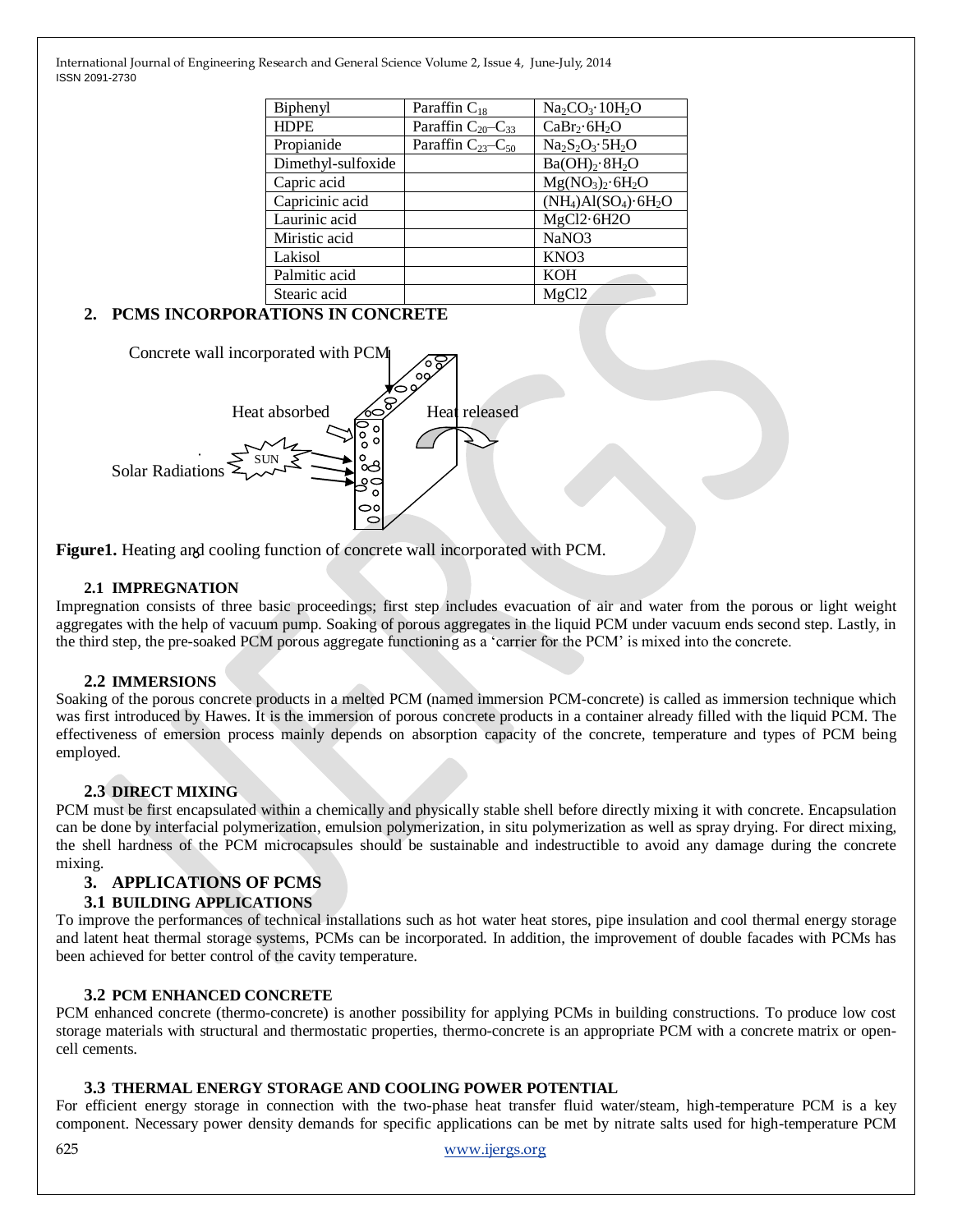| Biphenyl | Paraffin $C_{18}$ | $Na_2CO_3 \cdot 10H_2O$ |
|---|---|---|
| HDPE | Paraffin $C_{20}$–$C_{33}$ | $CaBr_2 \cdot 6H_2O$ |
| Propianide | Paraffin $C_{23}$–$C_{50}$ | $Na_2S_2O_3 \cdot 5H_2O$ |
| Dimethyl-sulfoxide | | $Ba(OH)_2 \cdot 8H_2O$ |
| Capric acid | | $Mg(NO_3)_2 \cdot 6H_2O$ |
| Capricinic acid | | $(NH_4)Al(SO_4) \cdot 6H_2O$ |
| Laurinic acid | | $MgCl_2 \cdot 6H_2O$ |
| Miristic acid | | $NaNO_3$ |
| Lakisol | | $KNO_3$ |
| Palmitic acid | | KOH |
| Stearic acid | | $MgCl_2$ |

## 2. PCMS INCORPORATIONS IN CONCRETE

Concrete wall incorporated with PCM

Heat absorbed

Heat released

Solar Radiations

SUN

**Figure1.** Heating and cooling function of concrete wall incorporated with PCM.

### 2.1 IMPREGNATION

Impregnation consists of three basic proceedings; first step includes evacuation of air and water from the porous or light weight aggregates with the help of vacuum pump. Soaking of porous aggregates in the liquid PCM under vacuum ends second step. Lastly, in the third step, the pre-soaked PCM porous aggregate functioning as a 'carrier for the PCM' is mixed into the concrete.

### 2.2 IMMERSIONS

Soaking of the porous concrete products in a melted PCM (named immersion PCM-concrete) is called as immersion technique which was first introduced by Hawes. It is the immersion of porous concrete products in a container already filled with the liquid PCM. The effectiveness of emersion process mainly depends on absorption capacity of the concrete, temperature and types of PCM being employed.

### 2.3 DIRECT MIXING

PCM must be first encapsulated within a chemically and physically stable shell before directly mixing it with concrete. Encapsulation can be done by interfacial polymerization, emulsion polymerization, in situ polymerization as well as spray drying. For direct mixing, the shell hardness of the PCM microcapsules should be sustainable and indestructible to avoid any damage during the concrete mixing.

## 3. APPLICATIONS OF PCMS

### 3.1 BUILDING APPLICATIONS

To improve the performances of technical installations such as hot water heat stores, pipe insulation and cool thermal energy storage and latent heat thermal storage systems, PCMs can be incorporated. In addition, the improvement of double facades with PCMs has been achieved for better control of the cavity temperature.

### 3.2 PCM ENHANCED CONCRETE

PCM enhanced concrete (thermo-concrete) is another possibility for applying PCMs in building constructions. To produce low cost storage materials with structural and thermostatic properties, thermo-concrete is an appropriate PCM with a concrete matrix or open-cell cements.

### 3.3 THERMAL ENERGY STORAGE AND COOLING POWER POTENTIAL

For efficient energy storage in connection with the two-phase heat transfer fluid water/steam, high-temperature PCM is a key component. Necessary power density demands for specific applications can be met by nitrate salts used for high-temperature PCM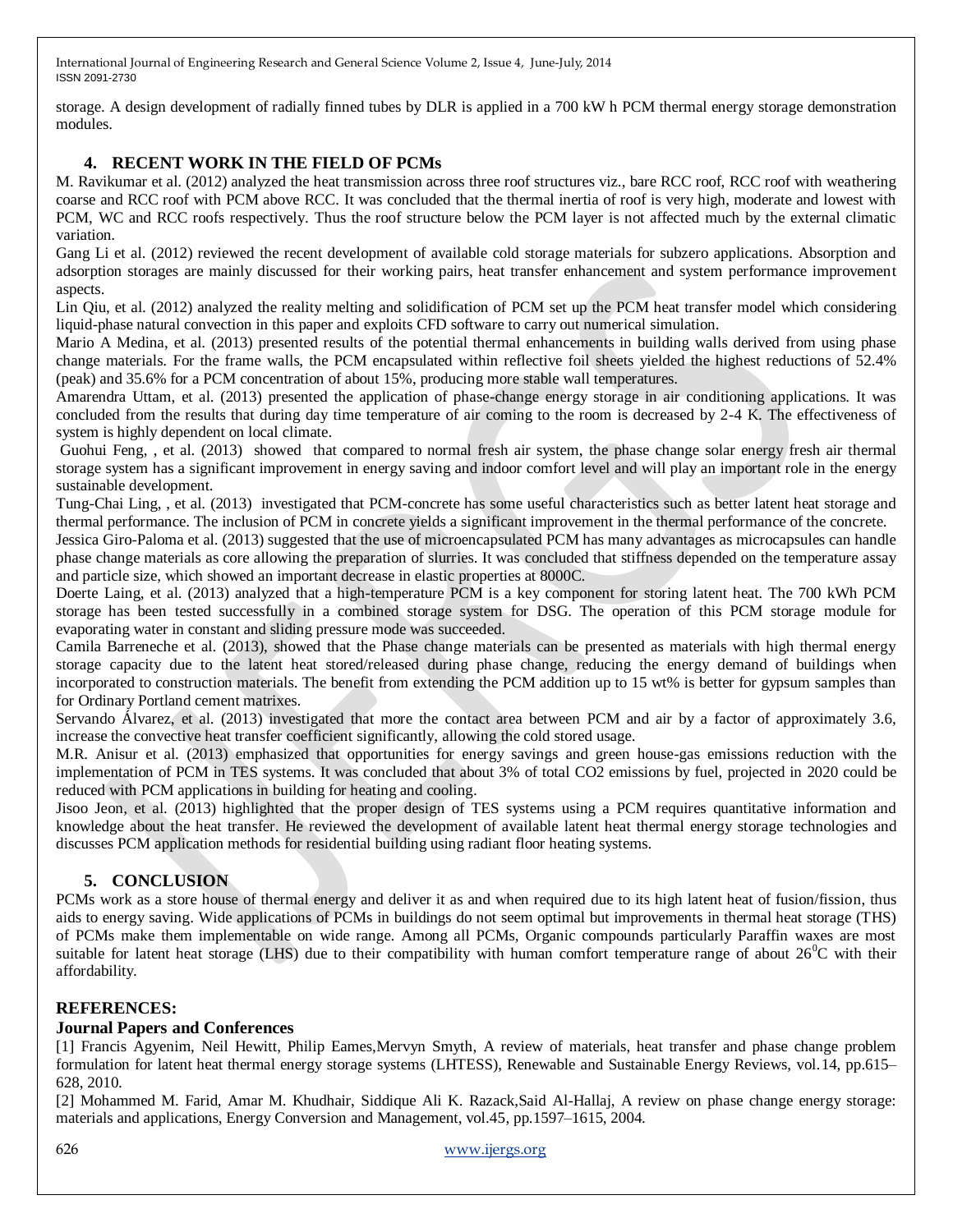storage. A design development of radially finned tubes by DLR is applied in a 700 kW h PCM thermal energy storage demonstration modules.

## 4. RECENT WORK IN THE FIELD OF PCMs

M. Ravikumar et al. (2012) analyzed the heat transmission across three roof structures viz., bare RCC roof, RCC roof with weathering coarse and RCC roof with PCM above RCC. It was concluded that the thermal inertia of roof is very high, moderate and lowest with PCM, WC and RCC roofs respectively. Thus the roof structure below the PCM layer is not affected much by the external climatic variation.

Gang Li et al. (2012) reviewed the recent development of available cold storage materials for subzero applications. Absorption and adsorption storages are mainly discussed for their working pairs, heat transfer enhancement and system performance improvement aspects.

Lin Qiu, et al. (2012) analyzed the reality melting and solidification of PCM set up the PCM heat transfer model which considering liquid-phase natural convection in this paper and exploits CFD software to carry out numerical simulation.

Mario A Medina, et al. (2013) presented results of the potential thermal enhancements in building walls derived from using phase change materials. For the frame walls, the PCM encapsulated within reflective foil sheets yielded the highest reductions of 52.4% (peak) and 35.6% for a PCM concentration of about 15%, producing more stable wall temperatures.

Amarendra Uttam, et al. (2013) presented the application of phase-change energy storage in air conditioning applications. It was concluded from the results that during day time temperature of air coming to the room is decreased by 2-4 K. The effectiveness of system is highly dependent on local climate.

Guohui Feng, , et al. (2013) showed that compared to normal fresh air system, the phase change solar energy fresh air thermal storage system has a significant improvement in energy saving and indoor comfort level and will play an important role in the energy sustainable development.

Tung-Chai Ling, , et al. (2013) investigated that PCM-concrete has some useful characteristics such as better latent heat storage and thermal performance. The inclusion of PCM in concrete yields a significant improvement in the thermal performance of the concrete.

Jessica Giro-Paloma et al. (2013) suggested that the use of microencapsulated PCM has many advantages as microcapsules can handle phase change materials as core allowing the preparation of slurries. It was concluded that stiffness depended on the temperature assay and particle size, which showed an important decrease in elastic properties at 8000C.

Doerte Laing, et al. (2013) analyzed that a high-temperature PCM is a key component for storing latent heat. The 700 kWh PCM storage has been tested successfully in a combined storage system for DSG. The operation of this PCM storage module for evaporating water in constant and sliding pressure mode was succeeded.

Camila Barreneche et al. (2013), showed that the Phase change materials can be presented as materials with high thermal energy storage capacity due to the latent heat stored/released during phase change, reducing the energy demand of buildings when incorporated to construction materials. The benefit from extending the PCM addition up to 15 wt% is better for gypsum samples than for Ordinary Portland cement matrixes.

Servando Álvarez, et al. (2013) investigated that more the contact area between PCM and air by a factor of approximately 3.6, increase the convective heat transfer coefficient significantly, allowing the cold stored usage.

M.R. Anisur et al. (2013) emphasized that opportunities for energy savings and green house-gas emissions reduction with the implementation of PCM in TES systems. It was concluded that about 3% of total CO2 emissions by fuel, projected in 2020 could be reduced with PCM applications in building for heating and cooling.

Jisoo Jeon, et al. (2013) highlighted that the proper design of TES systems using a PCM requires quantitative information and knowledge about the heat transfer. He reviewed the development of available latent heat thermal energy storage technologies and discusses PCM application methods for residential building using radiant floor heating systems.

## 5. CONCLUSION

PCMs work as a store house of thermal energy and deliver it as and when required due to its high latent heat of fusion/fission, thus aids to energy saving. Wide applications of PCMs in buildings do not seem optimal but improvements in thermal heat storage (THS) of PCMs make them implementable on wide range. Among all PCMs, Organic compounds particularly Paraffin waxes are most suitable for latent heat storage (LHS) due to their compatibility with human comfort temperature range of about $26^0$C with their affordability.

## REFERENCES:

### Journal Papers and Conferences

[1] Francis Agyenim, Neil Hewitt, Philip Eames,Mervyn Smyth, A review of materials, heat transfer and phase change problem formulation for latent heat thermal energy storage systems (LHTESS), Renewable and Sustainable Energy Reviews, vol.14, pp.615–628, 2010.

[2] Mohammed M. Farid, Amar M. Khudhair, Siddique Ali K. Razack,Said Al-Hallaj, A review on phase change energy storage: materials and applications, Energy Conversion and Management, vol.45, pp.1597–1615, 2004.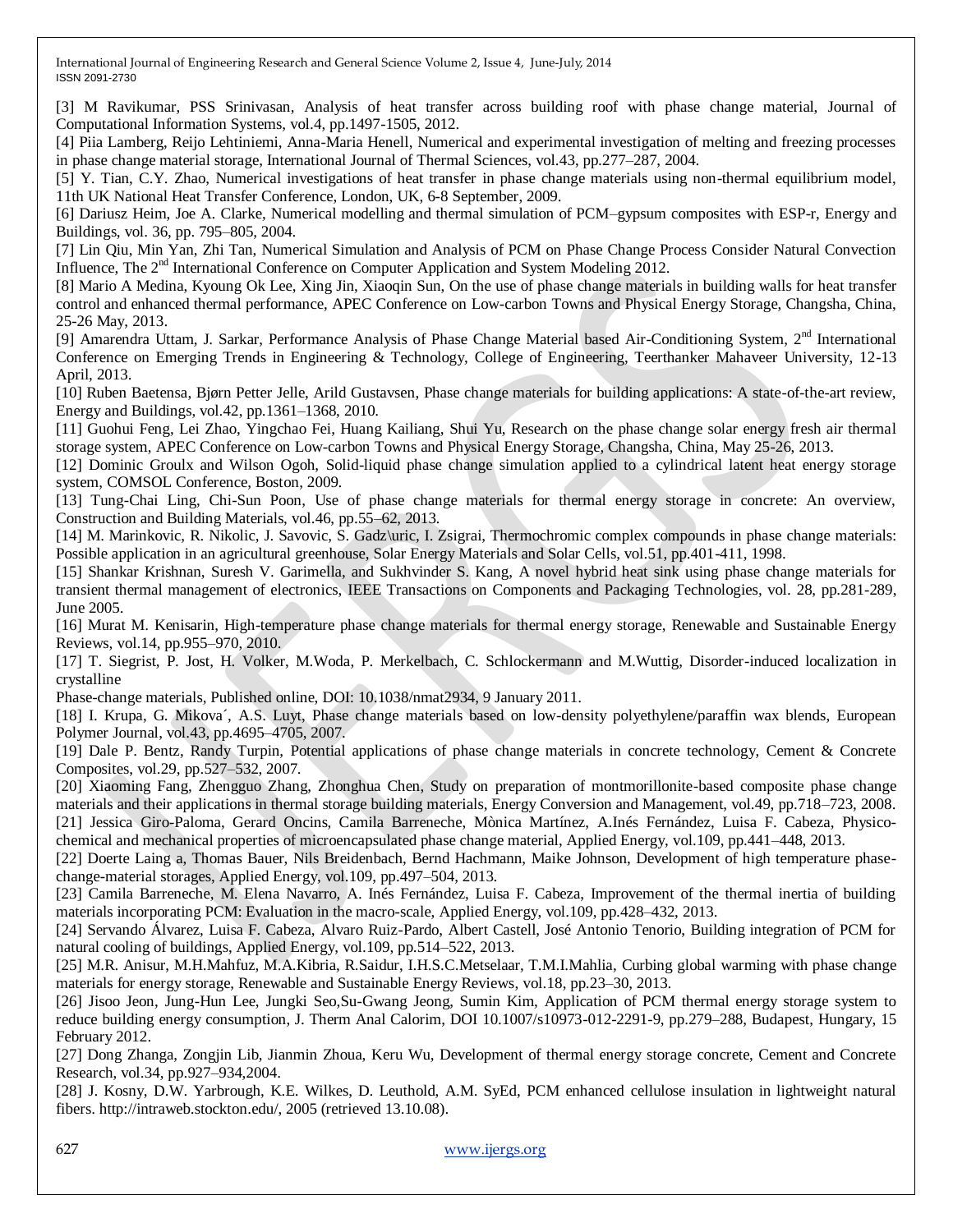[3] M Ravikumar, PSS Srinivasan, Analysis of heat transfer across building roof with phase change material, Journal of Computational Information Systems, vol.4, pp.1497-1505, 2012.

[4] Piia Lamberg, Reijo Lehtiniemi, Anna-Maria Henell, Numerical and experimental investigation of melting and freezing processes in phase change material storage, International Journal of Thermal Sciences, vol.43, pp.277–287, 2004.

[5] Y. Tian, C.Y. Zhao, Numerical investigations of heat transfer in phase change materials using non-thermal equilibrium model, 11th UK National Heat Transfer Conference, London, UK, 6-8 September, 2009.

[6] Dariusz Heim, Joe A. Clarke, Numerical modelling and thermal simulation of PCM–gypsum composites with ESP-r, Energy and Buildings, vol. 36, pp. 795–805, 2004.

[7] Lin Qiu, Min Yan, Zhi Tan, Numerical Simulation and Analysis of PCM on Phase Change Process Consider Natural Convection Influence, The 2nd International Conference on Computer Application and System Modeling 2012.

[8] Mario A Medina, Kyoung Ok Lee, Xing Jin, Xiaoqin Sun, On the use of phase change materials in building walls for heat transfer control and enhanced thermal performance, APEC Conference on Low-carbon Towns and Physical Energy Storage, Changsha, China, 25-26 May, 2013.

[9] Amarendra Uttam, J. Sarkar, Performance Analysis of Phase Change Material based Air-Conditioning System, 2nd International Conference on Emerging Trends in Engineering & Technology, College of Engineering, Teerthanker Mahaveer University, 12-13 April, 2013.

[10] Ruben Baetensa, Bjørn Petter Jelle, Arild Gustavsen, Phase change materials for building applications: A state-of-the-art review, Energy and Buildings, vol.42, pp.1361–1368, 2010.

[11] Guohui Feng, Lei Zhao, Yingchao Fei, Huang Kailiang, Shui Yu, Research on the phase change solar energy fresh air thermal storage system, APEC Conference on Low-carbon Towns and Physical Energy Storage, Changsha, China, May 25-26, 2013.

[12] Dominic Groulx and Wilson Ogoh, Solid-liquid phase change simulation applied to a cylindrical latent heat energy storage system, COMSOL Conference, Boston, 2009.

[13] Tung-Chai Ling, Chi-Sun Poon, Use of phase change materials for thermal energy storage in concrete: An overview, Construction and Building Materials, vol.46, pp.55–62, 2013.

[14] M. Marinkovic, R. Nikolic, J. Savovic, S. Gadz\uric, I. Zsigrai, Thermochromic complex compounds in phase change materials: Possible application in an agricultural greenhouse, Solar Energy Materials and Solar Cells, vol.51, pp.401-411, 1998.

[15] Shankar Krishnan, Suresh V. Garimella, and Sukhvinder S. Kang, A novel hybrid heat sink using phase change materials for transient thermal management of electronics, IEEE Transactions on Components and Packaging Technologies, vol. 28, pp.281-289, June 2005.

[16] Murat M. Kenisarin, High-temperature phase change materials for thermal energy storage, Renewable and Sustainable Energy Reviews, vol.14, pp.955–970, 2010.

[17] T. Siegrist, P. Jost, H. Volker, M.Woda, P. Merkelbach, C. Schlockermann and M.Wuttig, Disorder-induced localization in crystalline Phase-change materials, Published online, DOI: 10.1038/nmat2934, 9 January 2011.

[18] I. Krupa, G. Mikova´, A.S. Luyt, Phase change materials based on low-density polyethylene/paraffin wax blends, European Polymer Journal, vol.43, pp.4695–4705, 2007.

[19] Dale P. Bentz, Randy Turpin, Potential applications of phase change materials in concrete technology, Cement & Concrete Composites, vol.29, pp.527–532, 2007.

[20] Xiaoming Fang, Zhengguo Zhang, Zhonghua Chen, Study on preparation of montmorillonite-based composite phase change materials and their applications in thermal storage building materials, Energy Conversion and Management, vol.49, pp.718–723, 2008.

[21] Jessica Giro-Paloma, Gerard Oncins, Camila Barreneche, Mònica Martínez, A.Inés Fernández, Luisa F. Cabeza, Physico-chemical and mechanical properties of microencapsulated phase change material, Applied Energy, vol.109, pp.441–448, 2013.

[22] Doerte Laing a, Thomas Bauer, Nils Breidenbach, Bernd Hachmann, Maike Johnson, Development of high temperature phase-change-material storages, Applied Energy, vol.109, pp.497–504, 2013.

[23] Camila Barreneche, M. Elena Navarro, A. Inés Fernández, Luisa F. Cabeza, Improvement of the thermal inertia of building materials incorporating PCM: Evaluation in the macro-scale, Applied Energy, vol.109, pp.428–432, 2013.

[24] Servando Álvarez, Luisa F. Cabeza, Alvaro Ruiz-Pardo, Albert Castell, José Antonio Tenorio, Building integration of PCM for natural cooling of buildings, Applied Energy, vol.109, pp.514–522, 2013.

[25] M.R. Anisur, M.H.Mahfuz, M.A.Kibria, R.Saidur, I.H.S.C.Metselaar, T.M.I.Mahlia, Curbing global warming with phase change materials for energy storage, Renewable and Sustainable Energy Reviews, vol.18, pp.23–30, 2013.

[26] Jisoo Jeon, Jung-Hun Lee, Jungki Seo,Su-Gwang Jeong, Sumin Kim, Application of PCM thermal energy storage system to reduce building energy consumption, J. Therm Anal Calorim, DOI 10.1007/s10973-012-2291-9, pp.279–288, Budapest, Hungary, 15 February 2012.

[27] Dong Zhanga, Zongjin Lib, Jianmin Zhoua, Keru Wu, Development of thermal energy storage concrete, Cement and Concrete Research, vol.34, pp.927–934,2004.

[28] J. Kosny, D.W. Yarbrough, K.E. Wilkes, D. Leuthold, A.M. SyEd, PCM enhanced cellulose insulation in lightweight natural fibers. http://intraweb.stockton.edu/, 2005 (retrieved 13.10.08).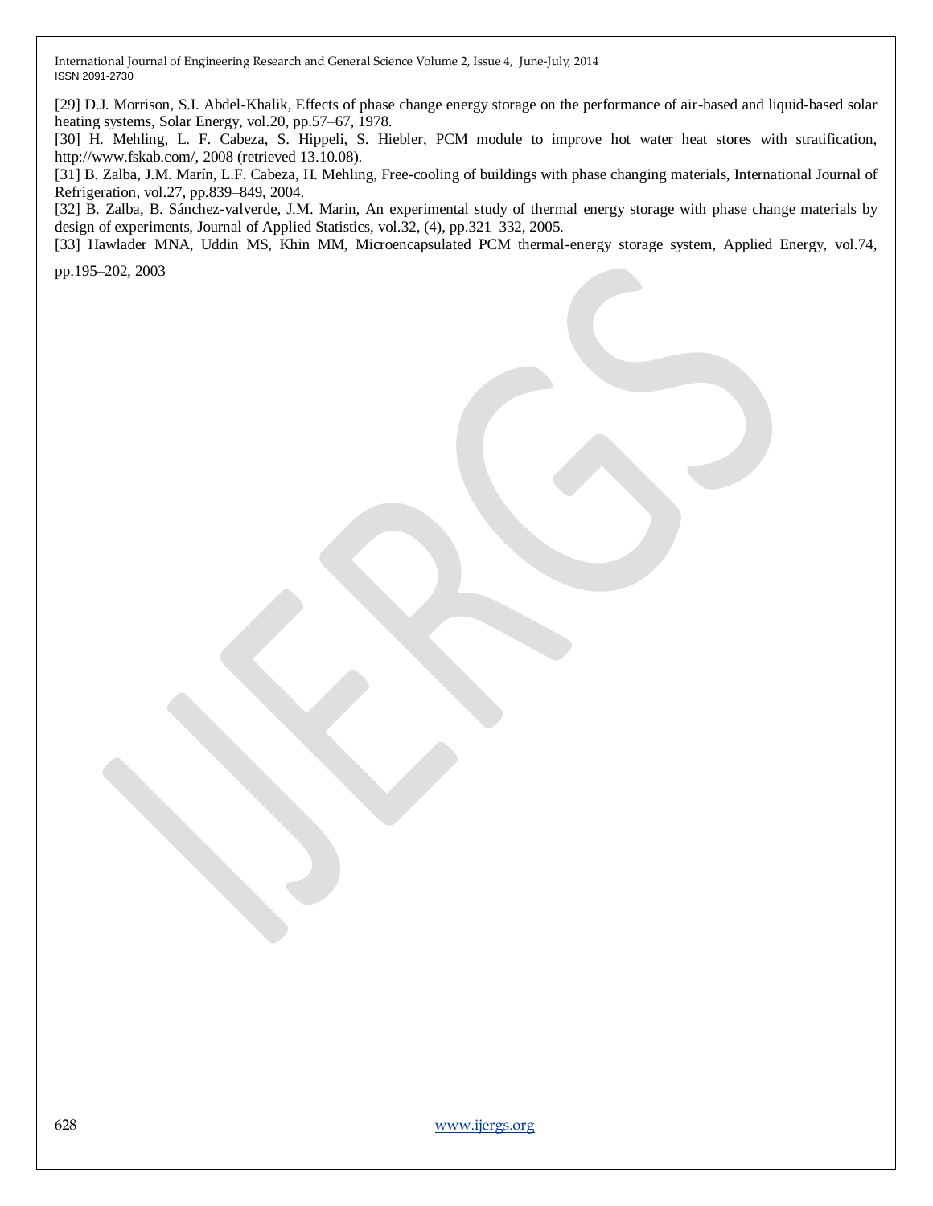[29] D.J. Morrison, S.I. Abdel-Khalik, Effects of phase change energy storage on the performance of air-based and liquid-based solar heating systems, Solar Energy, vol.20, pp.57–67, 1978.

[30] H. Mehling, L. F. Cabeza, S. Hippeli, S. Hiebler, PCM module to improve hot water heat stores with stratification, http://www.fskab.com/, 2008 (retrieved 13.10.08).

[31] B. Zalba, J.M. Marín, L.F. Cabeza, H. Mehling, Free-cooling of buildings with phase changing materials, International Journal of Refrigeration, vol.27, pp.839–849, 2004.

[32] B. Zalba, B. Sánchez-valverde, J.M. Marin, An experimental study of thermal energy storage with phase change materials by design of experiments, Journal of Applied Statistics, vol.32, (4), pp.321–332, 2005.

[33] Hawlader MNA, Uddin MS, Khin MM, Microencapsulated PCM thermal-energy storage system, Applied Energy, vol.74, pp.195–202, 2003